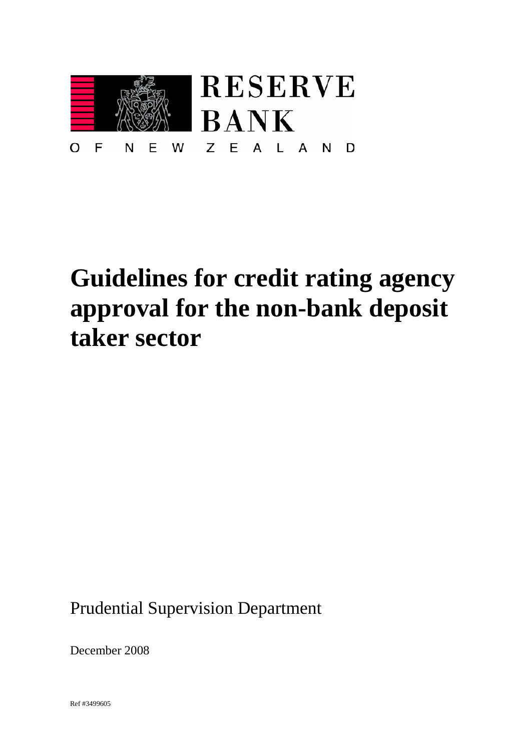RESERVE BANK

OF NEW ZEALAND

# Guidelines for credit rating agency approval for the non-bank deposit taker sector

Prudential Supervision Department

December 2008

Ref #3499605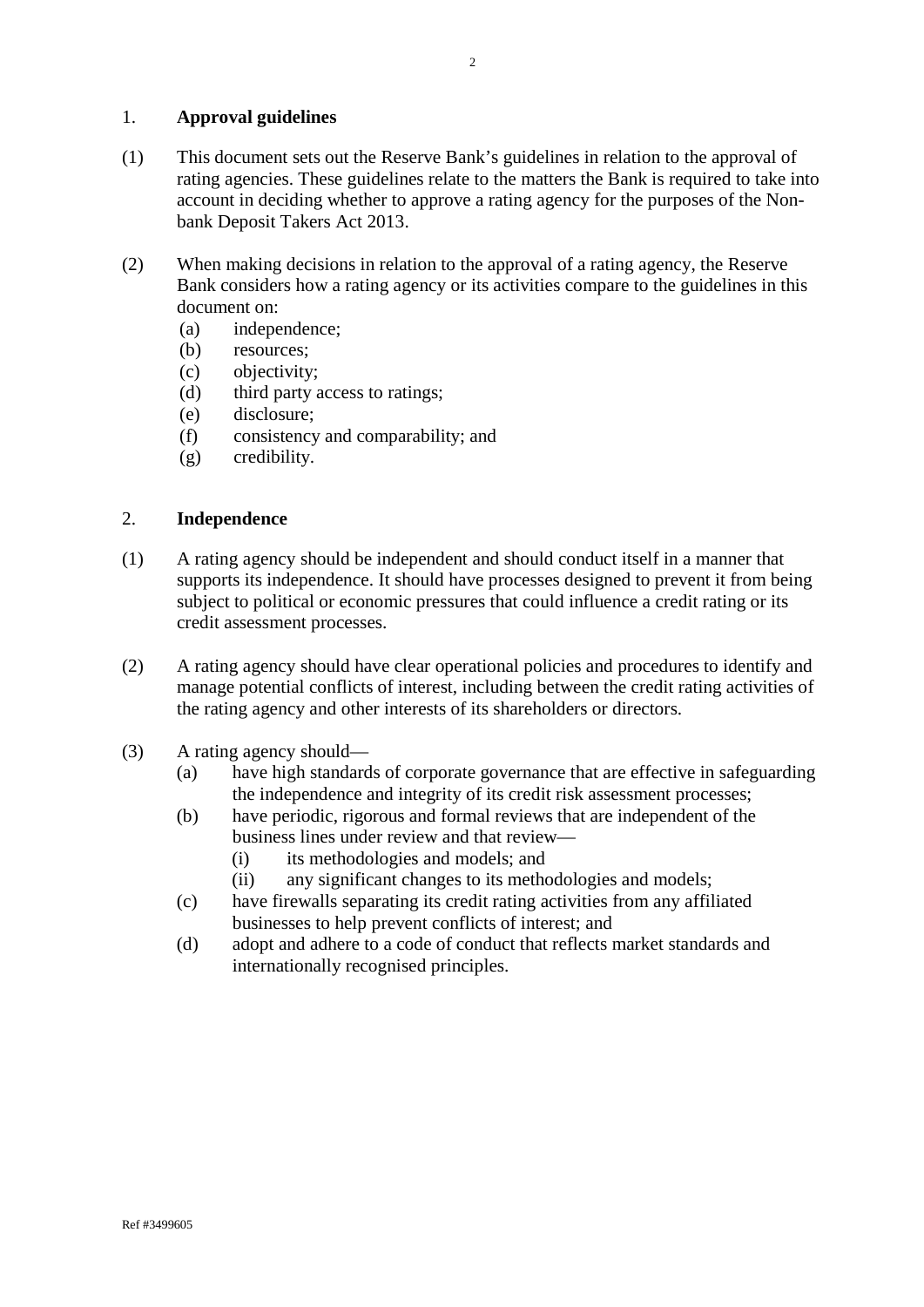## 1. **Approval guidelines**

(1) This document sets out the Reserve Bank's guidelines in relation to the approval of rating agencies. These guidelines relate to the matters the Bank is required to take into account in deciding whether to approve a rating agency for the purposes of the Non-bank Deposit Takers Act 2013.

(2) When making decisions in relation to the approval of a rating agency, the Reserve Bank considers how a rating agency or its activities compare to the guidelines in this document on:
   - (a) independence;
   - (b) resources;
   - (c) objectivity;
   - (d) third party access to ratings;
   - (e) disclosure;
   - (f) consistency and comparability; and
   - (g) credibility.

## 2. **Independence**

(1) A rating agency should be independent and should conduct itself in a manner that supports its independence. It should have processes designed to prevent it from being subject to political or economic pressures that could influence a credit rating or its credit assessment processes.

(2) A rating agency should have clear operational policies and procedures to identify and manage potential conflicts of interest, including between the credit rating activities of the rating agency and other interests of its shareholders or directors.

(3) A rating agency should—
   - (a) have high standards of corporate governance that are effective in safeguarding the independence and integrity of its credit risk assessment processes;
   - (b) have periodic, rigorous and formal reviews that are independent of the business lines under review and that review—
     - (i) its methodologies and models; and
     - (ii) any significant changes to its methodologies and models;
   - (c) have firewalls separating its credit rating activities from any affiliated businesses to help prevent conflicts of interest; and
   - (d) adopt and adhere to a code of conduct that reflects market standards and internationally recognised principles.

Ref #3499605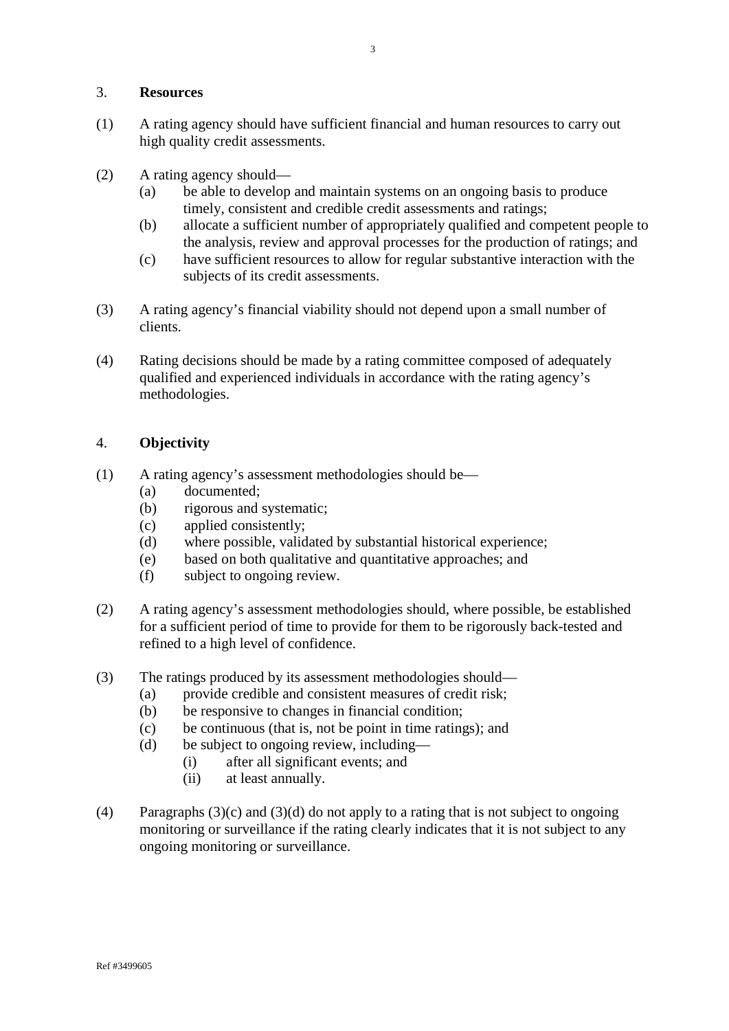## 3. **Resources**

(1) A rating agency should have sufficient financial and human resources to carry out high quality credit assessments.

(2) A rating agency should—
   (a) be able to develop and maintain systems on an ongoing basis to produce timely, consistent and credible credit assessments and ratings;
   (b) allocate a sufficient number of appropriately qualified and competent people to the analysis, review and approval processes for the production of ratings; and
   (c) have sufficient resources to allow for regular substantive interaction with the subjects of its credit assessments.

(3) A rating agency's financial viability should not depend upon a small number of clients.

(4) Rating decisions should be made by a rating committee composed of adequately qualified and experienced individuals in accordance with the rating agency's methodologies.

## 4. **Objectivity**

(1) A rating agency's assessment methodologies should be—
   (a) documented;
   (b) rigorous and systematic;
   (c) applied consistently;
   (d) where possible, validated by substantial historical experience;
   (e) based on both qualitative and quantitative approaches; and
   (f) subject to ongoing review.

(2) A rating agency's assessment methodologies should, where possible, be established for a sufficient period of time to provide for them to be rigorously back-tested and refined to a high level of confidence.

(3) The ratings produced by its assessment methodologies should—
   (a) provide credible and consistent measures of credit risk;
   (b) be responsive to changes in financial condition;
   (c) be continuous (that is, not be point in time ratings); and
   (d) be subject to ongoing review, including—
      (i) after all significant events; and
      (ii) at least annually.

(4) Paragraphs (3)(c) and (3)(d) do not apply to a rating that is not subject to ongoing monitoring or surveillance if the rating clearly indicates that it is not subject to any ongoing monitoring or surveillance.

Ref #3499605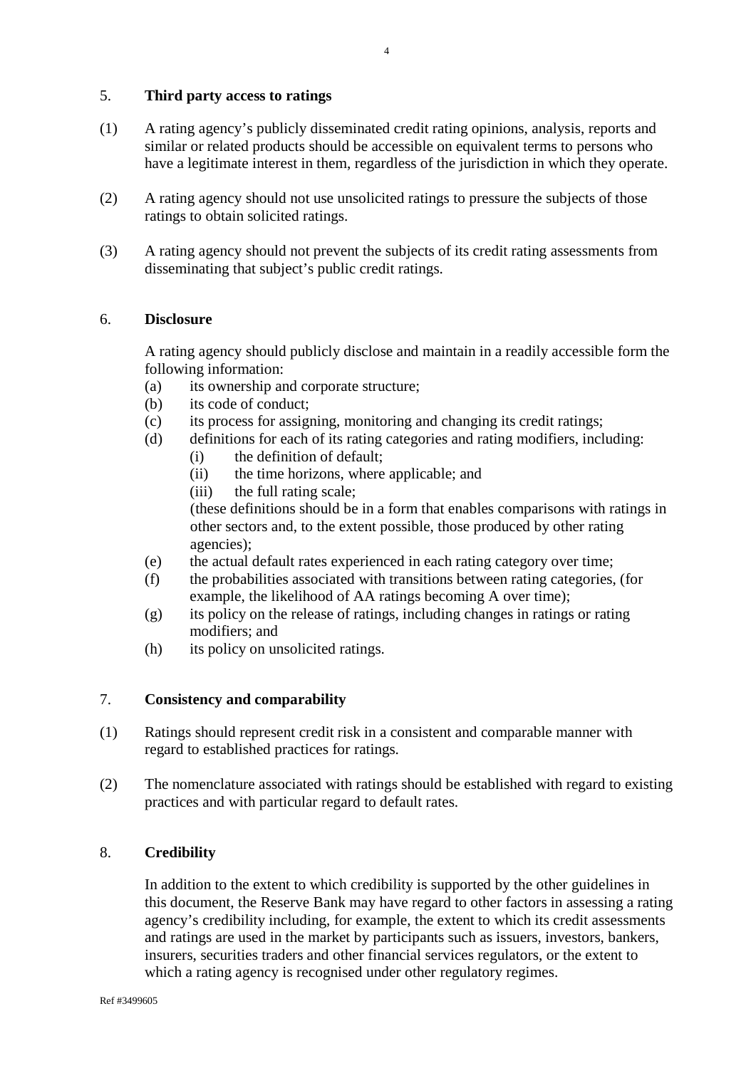## 5. Third party access to ratings

(1) A rating agency's publicly disseminated credit rating opinions, analysis, reports and similar or related products should be accessible on equivalent terms to persons who have a legitimate interest in them, regardless of the jurisdiction in which they operate.

(2) A rating agency should not use unsolicited ratings to pressure the subjects of those ratings to obtain solicited ratings.

(3) A rating agency should not prevent the subjects of its credit rating assessments from disseminating that subject's public credit ratings.

## 6. Disclosure

A rating agency should publicly disclose and maintain in a readily accessible form the following information:

- (a) its ownership and corporate structure;
- (b) its code of conduct;
- (c) its process for assigning, monitoring and changing its credit ratings;
- (d) definitions for each of its rating categories and rating modifiers, including:
  - (i) the definition of default;
  - (ii) the time horizons, where applicable; and
  - (iii) the full rating scale;

  (these definitions should be in a form that enables comparisons with ratings in other sectors and, to the extent possible, those produced by other rating agencies);
- (e) the actual default rates experienced in each rating category over time;
- (f) the probabilities associated with transitions between rating categories, (for example, the likelihood of AA ratings becoming A over time);
- (g) its policy on the release of ratings, including changes in ratings or rating modifiers; and
- (h) its policy on unsolicited ratings.

## 7. Consistency and comparability

(1) Ratings should represent credit risk in a consistent and comparable manner with regard to established practices for ratings.

(2) The nomenclature associated with ratings should be established with regard to existing practices and with particular regard to default rates.

## 8. Credibility

In addition to the extent to which credibility is supported by the other guidelines in this document, the Reserve Bank may have regard to other factors in assessing a rating agency's credibility including, for example, the extent to which its credit assessments and ratings are used in the market by participants such as issuers, investors, bankers, insurers, securities traders and other financial services regulators, or the extent to which a rating agency is recognised under other regulatory regimes.

Ref #3499605